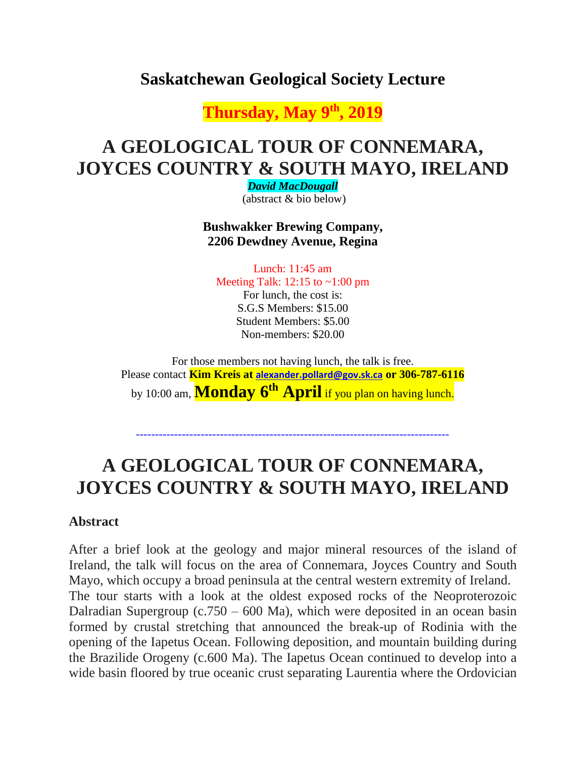## Saskatchewan Geological Society Lecture

## Thursday, May 9th, 2019

# A GEOLOGICAL TOUR OF CONNEMARA, JOYCES COUNTRY & SOUTH MAYO, IRELAND

***David MacDougall***

(abstract & bio below)

**Bushwakker Brewing Company,**
**2206 Dewdney Avenue, Regina**

Lunch: 11:45 am
Meeting Talk: 12:15 to ~1:00 pm
For lunch, the cost is:
S.G.S Members: $15.00
Student Members: $5.00
Non-members: $20.00

For those members not having lunch, the talk is free.
Please contact **Kim Kreis at alexander.pollard@gov.sk.ca or 306-787-6116** by 10:00 am, **Monday 6th April** if you plan on having lunch.

---

# A GEOLOGICAL TOUR OF CONNEMARA, JOYCES COUNTRY & SOUTH MAYO, IRELAND

### Abstract

After a brief look at the geology and major mineral resources of the island of Ireland, the talk will focus on the area of Connemara, Joyces Country and South Mayo, which occupy a broad peninsula at the central western extremity of Ireland. The tour starts with a look at the oldest exposed rocks of the Neoproterozoic Dalradian Supergroup (c.750 – 600 Ma), which were deposited in an ocean basin formed by crustal stretching that announced the break-up of Rodinia with the opening of the Iapetus Ocean. Following deposition, and mountain building during the Brazilide Orogeny (c.600 Ma). The Iapetus Ocean continued to develop into a wide basin floored by true oceanic crust separating Laurentia where the Ordovician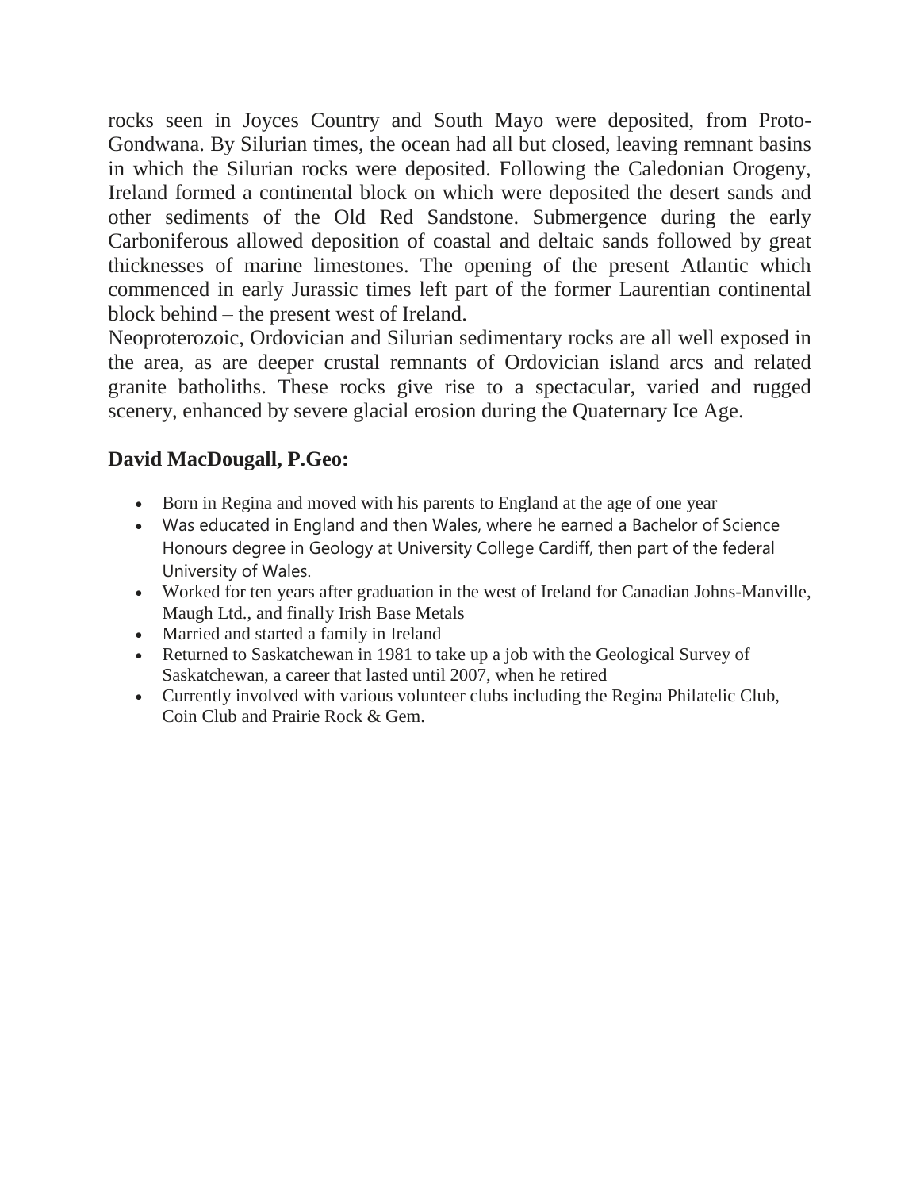rocks seen in Joyces Country and South Mayo were deposited, from Proto-Gondwana. By Silurian times, the ocean had all but closed, leaving remnant basins in which the Silurian rocks were deposited. Following the Caledonian Orogeny, Ireland formed a continental block on which were deposited the desert sands and other sediments of the Old Red Sandstone. Submergence during the early Carboniferous allowed deposition of coastal and deltaic sands followed by great thicknesses of marine limestones. The opening of the present Atlantic which commenced in early Jurassic times left part of the former Laurentian continental block behind – the present west of Ireland.
Neoproterozoic, Ordovician and Silurian sedimentary rocks are all well exposed in the area, as are deeper crustal remnants of Ordovician island arcs and related granite batholiths. These rocks give rise to a spectacular, varied and rugged scenery, enhanced by severe glacial erosion during the Quaternary Ice Age.

### David MacDougall, P.Geo:

- Born in Regina and moved with his parents to England at the age of one year
- Was educated in England and then Wales, where he earned a Bachelor of Science Honours degree in Geology at University College Cardiff, then part of the federal University of Wales.
- Worked for ten years after graduation in the west of Ireland for Canadian Johns-Manville, Maugh Ltd., and finally Irish Base Metals
- Married and started a family in Ireland
- Returned to Saskatchewan in 1981 to take up a job with the Geological Survey of Saskatchewan, a career that lasted until 2007, when he retired
- Currently involved with various volunteer clubs including the Regina Philatelic Club, Coin Club and Prairie Rock & Gem.